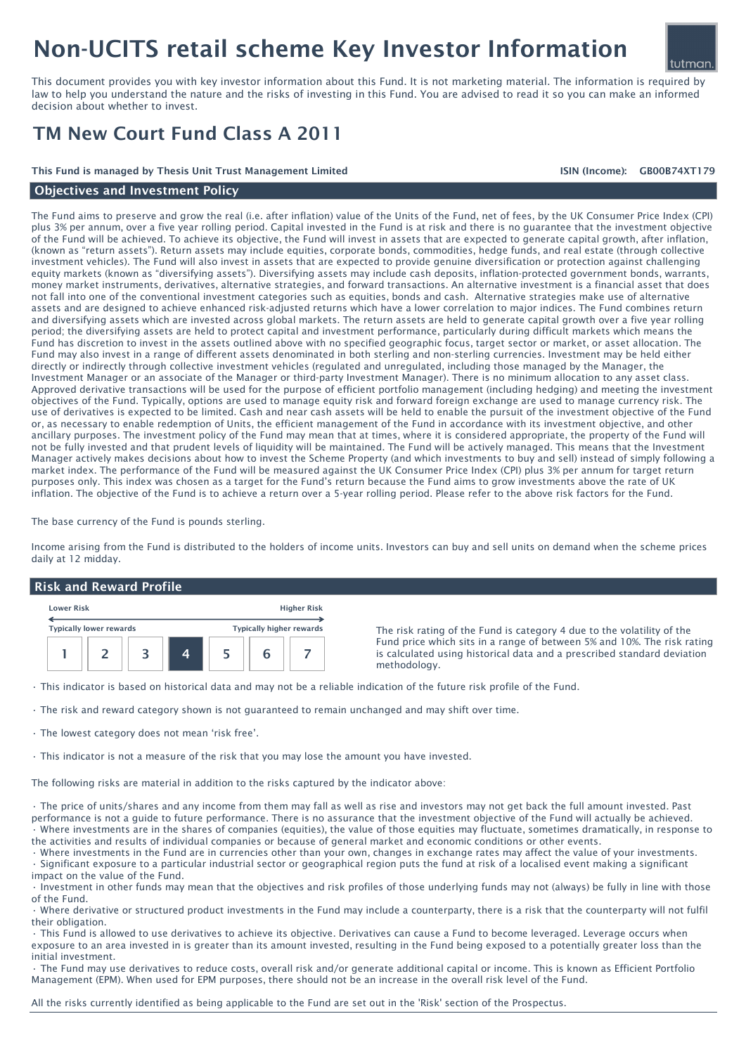# Non-UCITS retail scheme Key Investor Information

tutman

This document provides you with key investor information about this Fund. It is not marketing material. The information is required by law to help you understand the nature and the risks of investing in this Fund. You are advised to read it so you can make an informed decision about whether to invest.

## TM New Court Fund Class A 2011

**This Fund is managed by Thesis Unit Trust Management Limited** **ISIN (Income): GB00B74XT179**

### Objectives and Investment Policy

The Fund aims to preserve and grow the real (i.e. after inflation) value of the Units of the Fund, net of fees, by the UK Consumer Price Index (CPI) plus 3% per annum, over a five year rolling period. Capital invested in the Fund is at risk and there is no guarantee that the investment objective of the Fund will be achieved. To achieve its objective, the Fund will invest in assets that are expected to generate capital growth, after inflation, (known as "return assets"). Return assets may include equities, corporate bonds, commodities, hedge funds, and real estate (through collective investment vehicles). The Fund will also invest in assets that are expected to provide genuine diversification or protection against challenging equity markets (known as "diversifying assets"). Diversifying assets may include cash deposits, inflation-protected government bonds, warrants, money market instruments, derivatives, alternative strategies, and forward transactions. An alternative investment is a financial asset that does not fall into one of the conventional investment categories such as equities, bonds and cash. Alternative strategies make use of alternative assets and are designed to achieve enhanced risk-adjusted returns which have a lower correlation to major indices. The Fund combines return and diversifying assets which are invested across global markets. The return assets are held to generate capital growth over a five year rolling period; the diversifying assets are held to protect capital and investment performance, particularly during difficult markets which means the Fund has discretion to invest in the assets outlined above with no specified geographic focus, target sector or market, or asset allocation. The Fund may also invest in a range of different assets denominated in both sterling and non-sterling currencies. Investment may be held either directly or indirectly through collective investment vehicles (regulated and unregulated, including those managed by the Manager, the Investment Manager or an associate of the Manager or third-party Investment Manager). There is no minimum allocation to any asset class. Approved derivative transactions will be used for the purpose of efficient portfolio management (including hedging) and meeting the investment objectives of the Fund. Typically, options are used to manage equity risk and forward foreign exchange are used to manage currency risk. The use of derivatives is expected to be limited. Cash and near cash assets will be held to enable the pursuit of the investment objective of the Fund or, as necessary to enable redemption of Units, the efficient management of the Fund in accordance with its investment objective, and other ancillary purposes. The investment policy of the Fund may mean that at times, where it is considered appropriate, the property of the Fund will not be fully invested and that prudent levels of liquidity will be maintained. The Fund will be actively managed. This means that the Investment Manager actively makes decisions about how to invest the Scheme Property (and which investments to buy and sell) instead of simply following a market index. The performance of the Fund will be measured against the UK Consumer Price Index (CPI) plus 3% per annum for target return purposes only. This index was chosen as a target for the Fund's return because the Fund aims to grow investments above the rate of UK inflation. The objective of the Fund is to achieve a return over a 5-year rolling period. Please refer to the above risk factors for the Fund.

The base currency of the Fund is pounds sterling.

Income arising from the Fund is distributed to the holders of income units. Investors can buy and sell units on demand when the scheme prices daily at 12 midday.

### Risk and Reward Profile

Lower Risk — Higher Risk

Typically lower rewards — Typically higher rewards

1 2 3 **4** 5 6 7

The risk rating of the Fund is category 4 due to the volatility of the Fund price which sits in a range of between 5% and 10%. The risk rating is calculated using historical data and a prescribed standard deviation methodology.

- This indicator is based on historical data and may not be a reliable indication of the future risk profile of the Fund.
- The risk and reward category shown is not guaranteed to remain unchanged and may shift over time.
- The lowest category does not mean 'risk free'.
- This indicator is not a measure of the risk that you may lose the amount you have invested.

The following risks are material in addition to the risks captured by the indicator above:

- The price of units/shares and any income from them may fall as well as rise and investors may not get back the full amount invested. Past performance is not a guide to future performance. There is no assurance that the investment objective of the Fund will actually be achieved.
- Where investments are in the shares of companies (equities), the value of those equities may fluctuate, sometimes dramatically, in response to the activities and results of individual companies or because of general market and economic conditions or other events.
- Where investments in the Fund are in currencies other than your own, changes in exchange rates may affect the value of your investments.
- Significant exposure to a particular industrial sector or geographical region puts the fund at risk of a localised event making a significant impact on the value of the Fund.
- Investment in other funds may mean that the objectives and risk profiles of those underlying funds may not (always) be fully in line with those of the Fund.
- Where derivative or structured product investments in the Fund may include a counterparty, there is a risk that the counterparty will not fulfil their obligation.
- This Fund is allowed to use derivatives to achieve its objective. Derivatives can cause a Fund to become leveraged. Leverage occurs when exposure to an area invested in is greater than its amount invested, resulting in the Fund being exposed to a potentially greater loss than the initial investment.
- The Fund may use derivatives to reduce costs, overall risk and/or generate additional capital or income. This is known as Efficient Portfolio Management (EPM). When used for EPM purposes, there should not be an increase in the overall risk level of the Fund.

All the risks currently identified as being applicable to the Fund are set out in the 'Risk' section of the Prospectus.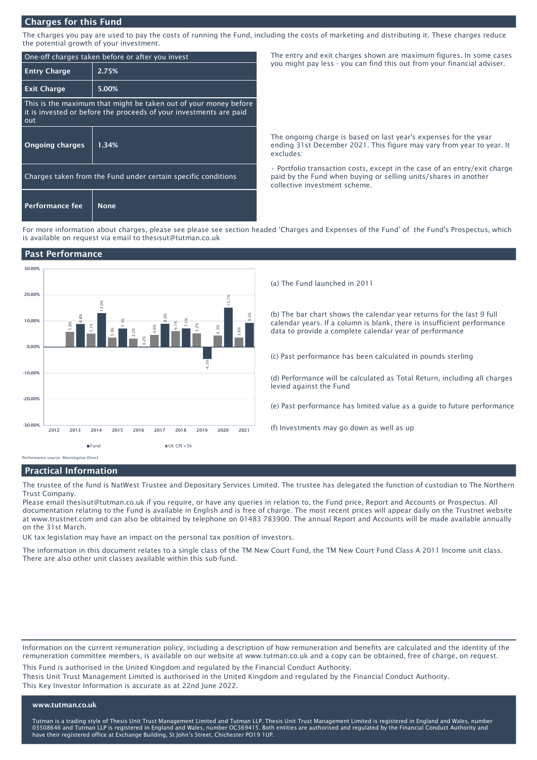## Charges for this Fund

The charges you pay are used to pay the costs of running the Fund, including the costs of marketing and distributing it. These charges reduce the potential growth of your investment.

| One-off charges taken before or after you invest | |
|---|---|
| **Entry Charge** | **2.75%** |
| **Exit Charge** | **5.00%** |
| This is the maximum that might be taken out of your money before it is invested or before the proceeds of your investments are paid out | |
| **Ongoing charges** | **1.34%** |
| Charges taken from the Fund under certain specific conditions | |
| **Performance fee** | **None** |

The entry and exit charges shown are maximum figures. In some cases you might pay less - you can find this out from your financial adviser.

The ongoing charge is based on last year's expenses for the year ending 31st December 2021. This figure may vary from year to year. It excludes:

· Portfolio transaction costs, except in the case of an entry/exit charge paid by the Fund when buying or selling units/shares in another collective investment scheme.

For more information about charges, please see please see section headed 'Charges and Expenses of the Fund' of the Fund's Prospectus, which is available on request via email to thesisut@tutman.co.uk

## Past Performance

30.00%
20.00%
10.00%
0.00%
-10.00%
-20.00%
-30.00%

5.8%, 8.8%, 5.1%, 13.0%, 3.6%, 7.1%, 3.2%, 0.2%, 4.6%, 8.9%, 6.1%, 7.1%, 5.2%, -4.5%, 4.3%, 15.1%, 3.6%, 9.3%

2012 2013 2014 2015 2016 2017 2018 2019 2020 2021

Fund
UK CPI +3%

Performance source: Morningstar Direct

(a) The Fund launched in 2011

(b) The bar chart shows the calendar year returns for the last 9 full calendar years. If a column is blank, there is insufficient performance data to provide a complete calendar year of performance

(c) Past performance has been calculated in pounds sterling

(d) Performance will be calculated as Total Return, including all charges levied against the Fund

(e) Past performance has limited value as a guide to future performance

(f) Investments may go down as well as up

## Practical Information

The trustee of the fund is NatWest Trustee and Depositary Services Limited. The trustee has delegated the function of custodian to The Northern Trust Company.

Please email thesisut@tutman.co.uk if you require, or have any queries in relation to, the Fund price, Report and Accounts or Prospectus. All documentation relating to the Fund is available in English and is free of charge. The most recent prices will appear daily on the Trustnet website at www.trustnet.com and can also be obtained by telephone on 01483 783900. The annual Report and Accounts will be made available annually on the 31st March.

UK tax legislation may have an impact on the personal tax position of investors.

The information in this document relates to a single class of the TM New Court Fund, the TM New Court Fund Class A 2011 Income unit class. There are also other unit classes available within this sub-fund.

Information on the current remuneration policy, including a description of how remuneration and benefits are calculated and the identity of the remuneration committee members, is available on our website at www.tutman.co.uk and a copy can be obtained, free of charge, on request.

This Fund is authorised in the United Kingdom and regulated by the Financial Conduct Authority.

Thesis Unit Trust Management Limited is authorised in the United Kingdom and regulated by the Financial Conduct Authority.

This Key Investor Information is accurate as at 22nd June 2022.

**www.tutman.co.uk**

Tutman is a trading style of Thesis Unit Trust Management Limited and Tutman LLP. Thesis Unit Trust Management Limited is registered in England and Wales, number 03508646 and Tutman LLP is registered in England and Wales, number OC369415. Both entities are authorised and regulated by the Financial Conduct Authority and have their registered office at Exchange Building, St John's Street, Chichester PO19 1UP.